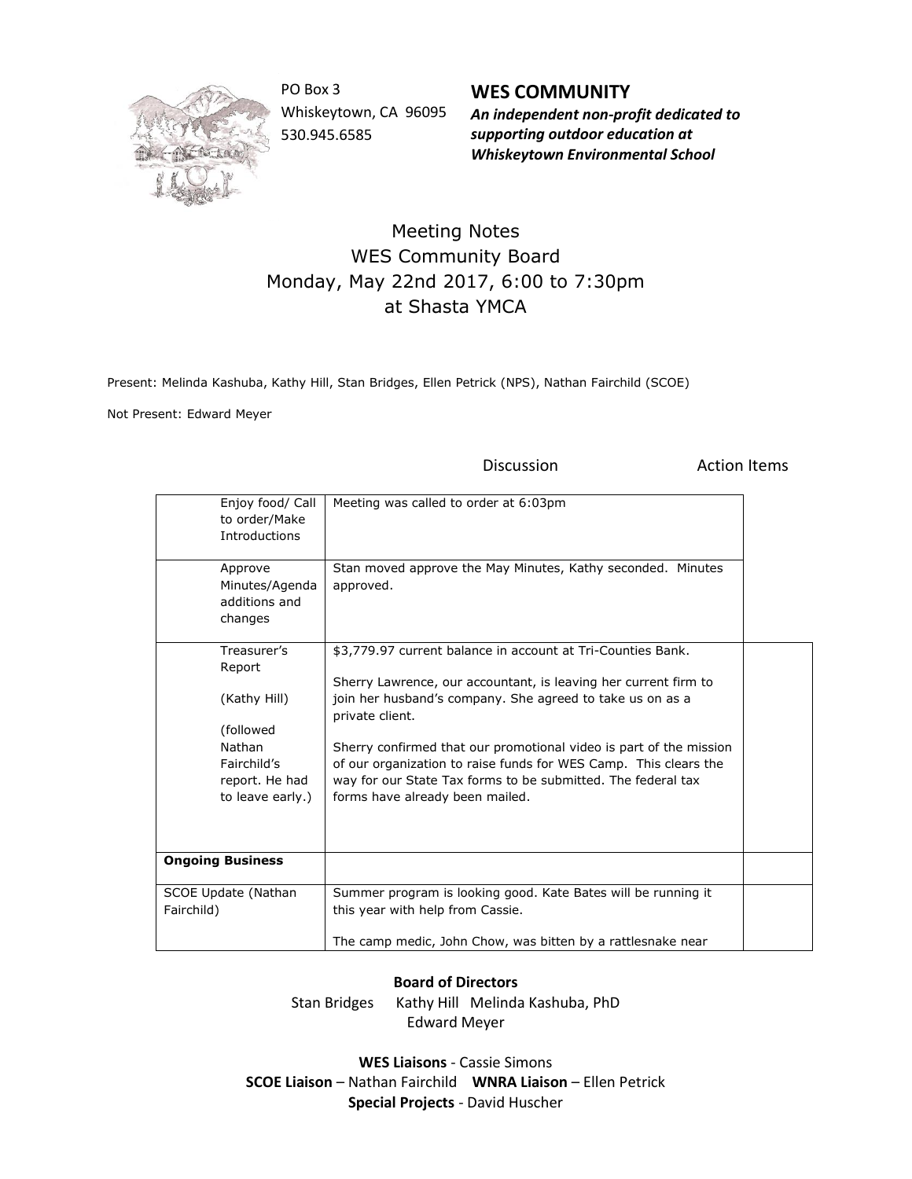PO Box 3
Whiskeytown, CA 96095
530.945.6585

**WES COMMUNITY**
***An independent non-profit dedicated to supporting outdoor education at Whiskeytown Environmental School***

# Meeting Notes
## WES Community Board
## Monday, May 22nd 2017, 6:00 to 7:30pm
## at Shasta YMCA

Present: Melinda Kashuba, Kathy Hill, Stan Bridges, Ellen Petrick (NPS), Nathan Fairchild (SCOE)

Not Present: Edward Meyer

| | Discussion | Action Items |
|---|---|---|
| Enjoy food/ Call to order/Make Introductions | Meeting was called to order at 6:03pm | |
| Approve Minutes/Agenda additions and changes | Stan moved approve the May Minutes, Kathy seconded. Minutes approved. | |
| Treasurer's Report<br><br>(Kathy Hill)<br><br>(followed Nathan Fairchild's report. He had to leave early.) | $3,779.97 current balance in account at Tri-Counties Bank.<br><br>Sherry Lawrence, our accountant, is leaving her current firm to join her husband's company. She agreed to take us on as a private client.<br><br>Sherry confirmed that our promotional video is part of the mission of our organization to raise funds for WES Camp. This clears the way for our State Tax forms to be submitted. The federal tax forms have already been mailed. | |
| **Ongoing Business** | | |
| SCOE Update (Nathan Fairchild) | Summer program is looking good. Kate Bates will be running it this year with help from Cassie.<br><br>The camp medic, John Chow, was bitten by a rattlesnake near | |

**Board of Directors**
Stan Bridges Kathy Hill Melinda Kashuba, PhD
Edward Meyer

**WES Liaisons** - Cassie Simons
**SCOE Liaison** – Nathan Fairchild **WNRA Liaison** – Ellen Petrick
**Special Projects** - David Huscher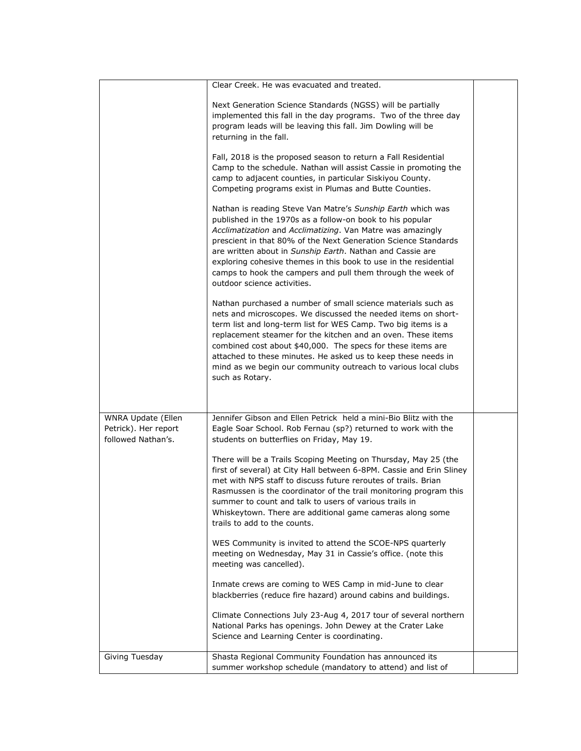| | | |
|---|---|---|
| | Clear Creek. He was evacuated and treated.<br><br>Next Generation Science Standards (NGSS) will be partially implemented this fall in the day programs. Two of the three day program leads will be leaving this fall. Jim Dowling will be returning in the fall.<br><br>Fall, 2018 is the proposed season to return a Fall Residential Camp to the schedule. Nathan will assist Cassie in promoting the camp to adjacent counties, in particular Siskiyou County. Competing programs exist in Plumas and Butte Counties.<br><br>Nathan is reading Steve Van Matre's *Sunship Earth* which was published in the 1970s as a follow-on book to his popular *Acclimatization* and *Acclimatizing*. Van Matre was amazingly prescient in that 80% of the Next Generation Science Standards are written about in *Sunship Earth*. Nathan and Cassie are exploring cohesive themes in this book to use in the residential camps to hook the campers and pull them through the week of outdoor science activities.<br><br>Nathan purchased a number of small science materials such as nets and microscopes. We discussed the needed items on short-term list and long-term list for WES Camp. Two big items is a replacement steamer for the kitchen and an oven. These items combined cost about $40,000. The specs for these items are attached to these minutes. He asked us to keep these needs in mind as we begin our community outreach to various local clubs such as Rotary. | |
| WNRA Update (Ellen Petrick). Her report followed Nathan's. | Jennifer Gibson and Ellen Petrick held a mini-Bio Blitz with the Eagle Soar School. Rob Fernau (sp?) returned to work with the students on butterflies on Friday, May 19.<br><br>There will be a Trails Scoping Meeting on Thursday, May 25 (the first of several) at City Hall between 6-8PM. Cassie and Erin Sliney met with NPS staff to discuss future reroutes of trails. Brian Rasmussen is the coordinator of the trail monitoring program this summer to count and talk to users of various trails in Whiskeytown. There are additional game cameras along some trails to add to the counts.<br><br>WES Community is invited to attend the SCOE-NPS quarterly meeting on Wednesday, May 31 in Cassie's office. (note this meeting was cancelled).<br><br>Inmate crews are coming to WES Camp in mid-June to clear blackberries (reduce fire hazard) around cabins and buildings.<br><br>Climate Connections July 23-Aug 4, 2017 tour of several northern National Parks has openings. John Dewey at the Crater Lake Science and Learning Center is coordinating. | |
| Giving Tuesday | Shasta Regional Community Foundation has announced its summer workshop schedule (mandatory to attend) and list of | |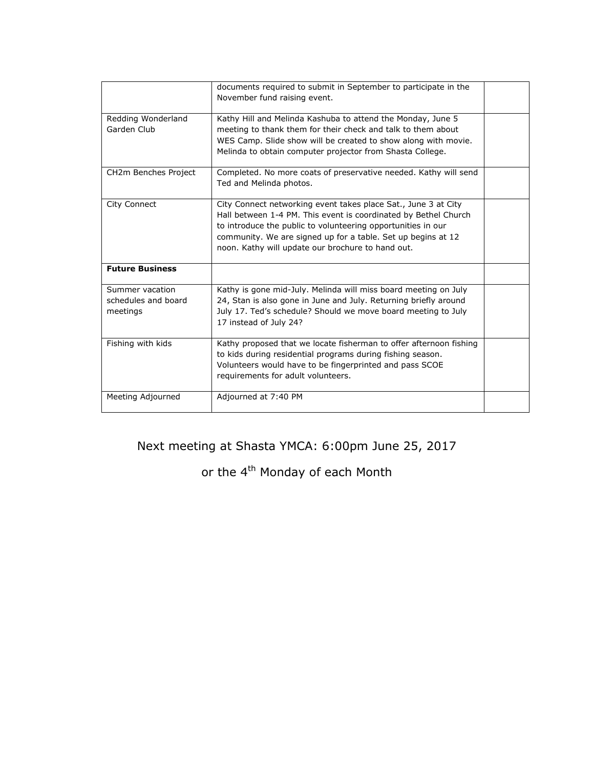| | | |
|---|---|---|
| | documents required to submit in September to participate in the November fund raising event. | |
| Redding Wonderland Garden Club | Kathy Hill and Melinda Kashuba to attend the Monday, June 5 meeting to thank them for their check and talk to them about WES Camp. Slide show will be created to show along with movie. Melinda to obtain computer projector from Shasta College. | |
| CH2m Benches Project | Completed. No more coats of preservative needed. Kathy will send Ted and Melinda photos. | |
| City Connect | City Connect networking event takes place Sat., June 3 at City Hall between 1-4 PM. This event is coordinated by Bethel Church to introduce the public to volunteering opportunities in our community. We are signed up for a table. Set up begins at 12 noon. Kathy will update our brochure to hand out. | |
| **Future Business** | | |
| Summer vacation schedules and board meetings | Kathy is gone mid-July. Melinda will miss board meeting on July 24, Stan is also gone in June and July. Returning briefly around July 17. Ted's schedule? Should we move board meeting to July 17 instead of July 24? | |
| Fishing with kids | Kathy proposed that we locate fisherman to offer afternoon fishing to kids during residential programs during fishing season. Volunteers would have to be fingerprinted and pass SCOE requirements for adult volunteers. | |
| Meeting Adjourned | Adjourned at 7:40 PM | |

Next meeting at Shasta YMCA: 6:00pm June 25, 2017

or the 4th Monday of each Month